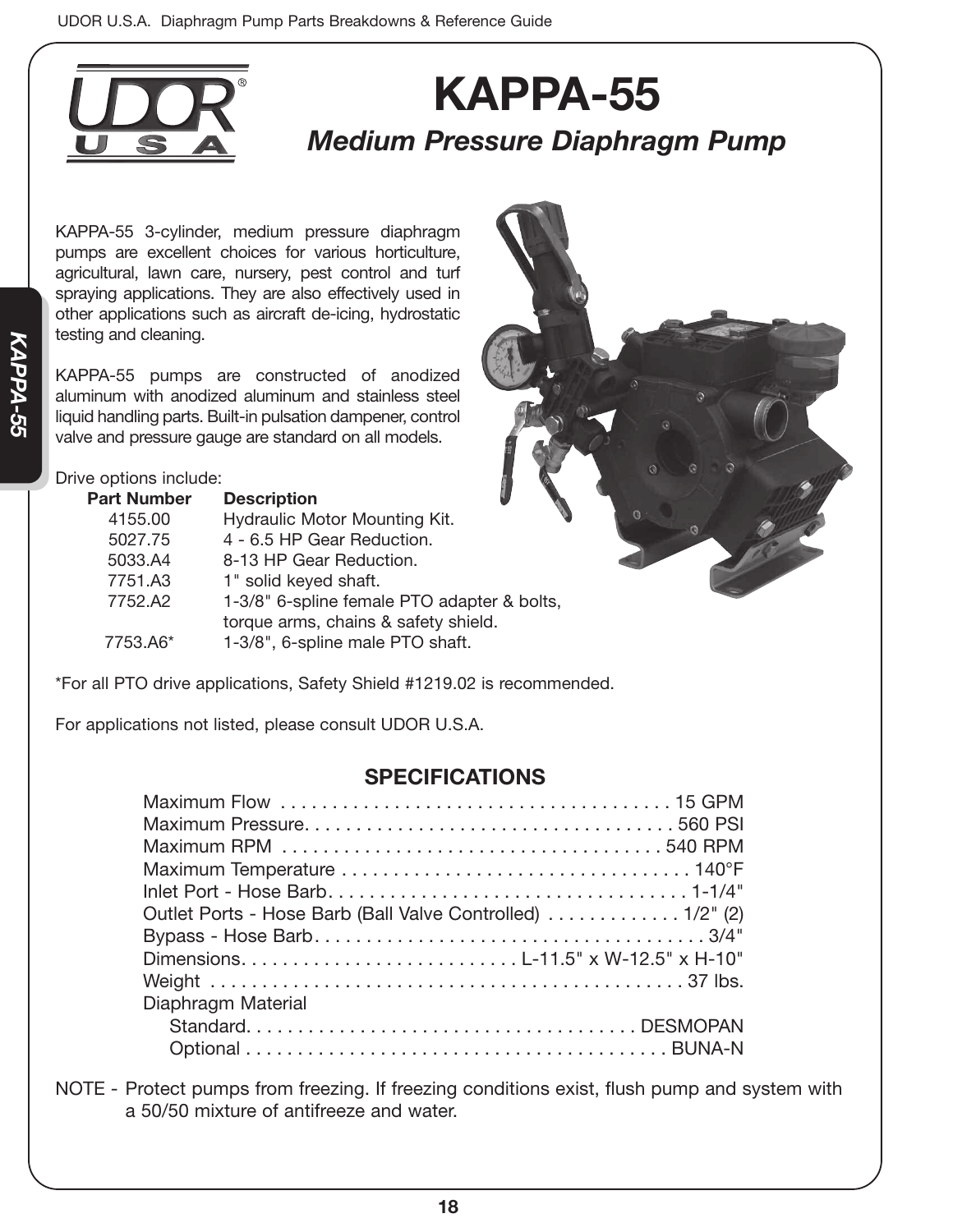# KAPPA-55

## *Medium Pressure Diaphragm Pump*

KAPPA-55 3-cylinder, medium pressure diaphragm pumps are excellent choices for various horticulture, agricultural, lawn care, nursery, pest control and turf spraying applications. They are also effectively used in other applications such as aircraft de-icing, hydrostatic testing and cleaning.

KAPPA-55 pumps are constructed of anodized aluminum with anodized aluminum and stainless steel liquid handling parts. Built-in pulsation dampener, control valve and pressure gauge are standard on all models.

Drive options include:

| Part Number | Description |
|---|---|
| 4155.00 | Hydraulic Motor Mounting Kit. |
| 5027.75 | 4 - 6.5 HP Gear Reduction. |
| 5033.A4 | 8-13 HP Gear Reduction. |
| 7751.A3 | 1" solid keyed shaft. |
| 7752.A2 | 1-3/8" 6-spline female PTO adapter & bolts, torque arms, chains & safety shield. |
| 7753.A6* | 1-3/8", 6-spline male PTO shaft. |

*For all PTO drive applications, Safety Shield #1219.02 is recommended.

For applications not listed, please consult UDOR U.S.A.

## SPECIFICATIONS

| Specification | Value |
|---|---|
| Maximum Flow | 15 GPM |
| Maximum Pressure | 560 PSI |
| Maximum RPM | 540 RPM |
| Maximum Temperature | 140°F |
| Inlet Port - Hose Barb | 1-1/4" |
| Outlet Ports - Hose Barb (Ball Valve Controlled) | 1/2" (2) |
| Bypass - Hose Barb | 3/4" |
| Dimensions | L-11.5" x W-12.5" x H-10" |
| Weight | 37 lbs. |
| Diaphragm Material | |
| Standard | DESMOPAN |
| Optional | BUNA-N |

NOTE - Protect pumps from freezing. If freezing conditions exist, flush pump and system with a 50/50 mixture of antifreeze and water.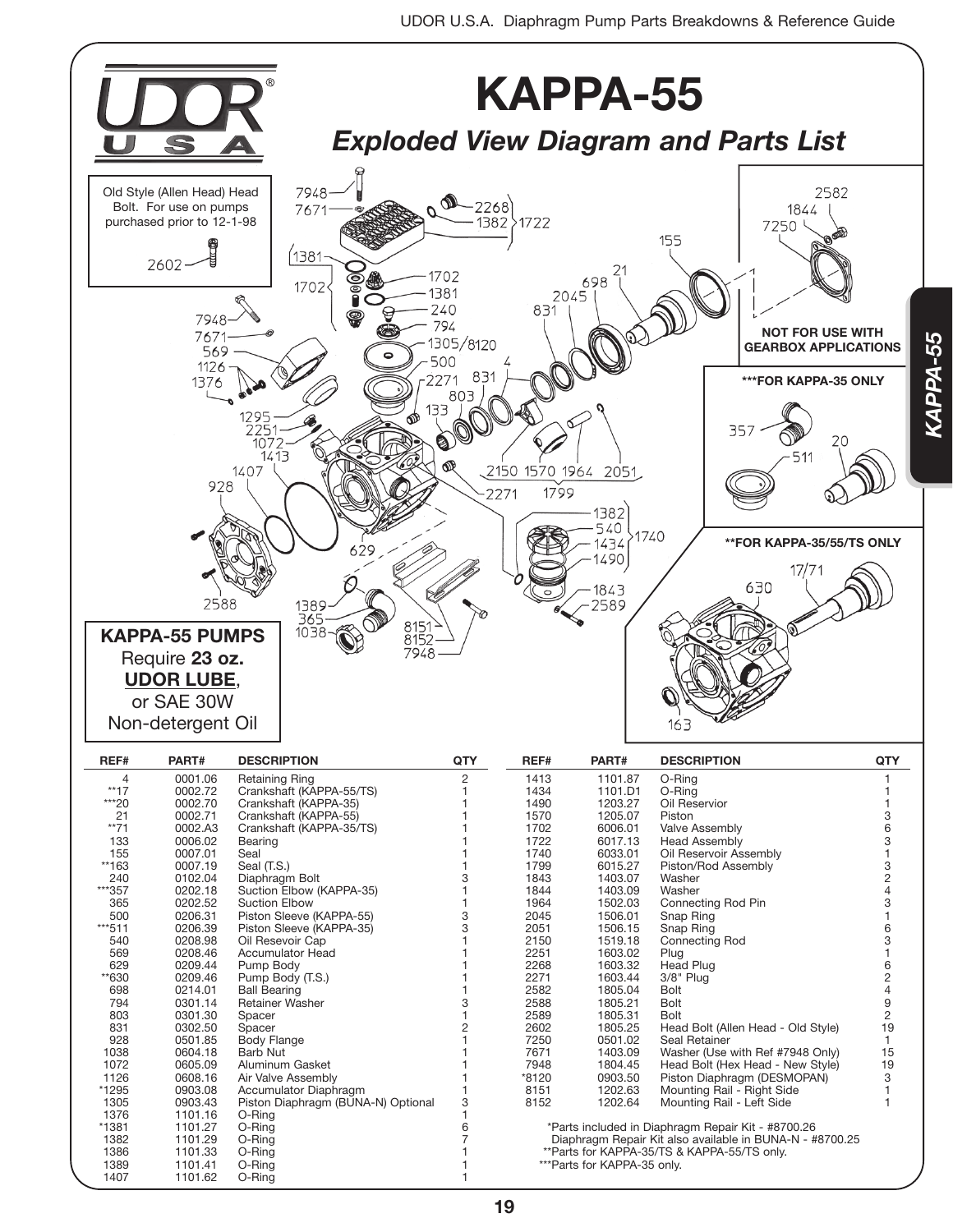# KAPPA-55

## *Exploded View Diagram and Parts List*

Old Style (Allen Head) Head Bolt. For use on pumps purchased prior to 12-1-98

NOT FOR USE WITH GEARBOX APPLICATIONS

***FOR KAPPA-35 ONLY

**FOR KAPPA-35/55/TS ONLY

**KAPPA-55 PUMPS**
Require **23 oz.**
**UDOR LUBE**,
or SAE 30W
Non-detergent Oil

| REF# | PART# | DESCRIPTION | QTY |
|---|---|---|---|
| 4 | 0001.06 | Retaining Ring | 2 |
| **17 | 0002.72 | Crankshaft (KAPPA-55/TS) | 1 |
| ***20 | 0002.70 | Crankshaft (KAPPA-35) | 1 |
| 21 | 0002.71 | Crankshaft (KAPPA-55) | 1 |
| **71 | 0002.A3 | Crankshaft (KAPPA-35/TS) | 1 |
| 133 | 0006.02 | Bearing | 1 |
| 155 | 0007.01 | Seal | 1 |
| **163 | 0007.19 | Seal (T.S.) | 1 |
| 240 | 0102.04 | Diaphragm Bolt | 3 |
| ***357 | 0202.18 | Suction Elbow (KAPPA-35) | 1 |
| 365 | 0202.52 | Suction Elbow | 1 |
| 500 | 0206.31 | Piston Sleeve (KAPPA-55) | 3 |
| ***511 | 0206.39 | Piston Sleeve (KAPPA-35) | 3 |
| 540 | 0208.98 | Oil Resevoir Cap | 1 |
| 569 | 0208.46 | Accumulator Head | 1 |
| 629 | 0209.44 | Pump Body | 1 |
| **630 | 0209.46 | Pump Body (T.S.) | 1 |
| 698 | 0214.01 | Ball Bearing | 1 |
| 794 | 0301.14 | Retainer Washer | 3 |
| 803 | 0301.30 | Spacer | 1 |
| 831 | 0302.50 | Spacer | 2 |
| 928 | 0501.85 | Body Flange | 1 |
| 1038 | 0604.18 | Barb Nut | 1 |
| 1072 | 0605.09 | Aluminum Gasket | 1 |
| 1126 | 0608.16 | Air Valve Assembly | 1 |
| *1295 | 0903.08 | Accumulator Diaphragm | 1 |
| 1305 | 0903.43 | Piston Diaphragm (BUNA-N) Optional | 3 |
| 1376 | 1101.16 | O-Ring | 1 |
| *1381 | 1101.27 | O-Ring | 6 |
| 1382 | 1101.29 | O-Ring | 7 |
| 1386 | 1101.33 | O-Ring | 1 |
| 1389 | 1101.41 | O-Ring | 1 |
| 1407 | 1101.62 | O-Ring | 1 |
| 1413 | 1101.87 | O-Ring | 1 |
| 1434 | 1101.D1 | O-Ring | 1 |
| 1490 | 1203.27 | Oil Reservior | 1 |
| 1570 | 1205.07 | Piston | 3 |
| 1702 | 6006.01 | Valve Assembly | 6 |
| 1722 | 6017.13 | Head Assembly | 3 |
| 1740 | 6033.01 | Oil Reservoir Assembly | 1 |
| 1799 | 6015.27 | Piston/Rod Assembly | 3 |
| 1843 | 1403.07 | Washer | 2 |
| 1844 | 1403.09 | Washer | 4 |
| 1964 | 1502.03 | Connecting Rod Pin | 3 |
| 2045 | 1506.01 | Snap Ring | 1 |
| 2051 | 1506.15 | Snap Ring | 6 |
| 2150 | 1519.18 | Connecting Rod | 3 |
| 2251 | 1603.02 | Plug | 1 |
| 2268 | 1603.32 | Head Plug | 6 |
| 2271 | 1603.44 | 3/8" Plug | 2 |
| 2582 | 1805.04 | Bolt | 4 |
| 2588 | 1805.21 | Bolt | 9 |
| 2589 | 1805.31 | Bolt | 2 |
| 2602 | 1805.25 | Head Bolt (Allen Head - Old Style) | 19 |
| 7250 | 0501.02 | Seal Retainer | 1 |
| 7671 | 1403.09 | Washer (Use with Ref #7948 Only) | 15 |
| 7948 | 1804.45 | Head Bolt (Hex Head - New Style) | 19 |
| *8120 | 0903.50 | Piston Diaphragm (DESMOPAN) | 3 |
| 8151 | 1202.63 | Mounting Rail - Right Side | 1 |
| 8152 | 1202.64 | Mounting Rail - Left Side | 1 |

*Parts included in Diaphragm Repair Kit - #8700.26
Diaphragm Repair Kit also available in BUNA-N - #8700.25
**Parts for KAPPA-35/TS & KAPPA-55/TS only.
***Parts for KAPPA-35 only.